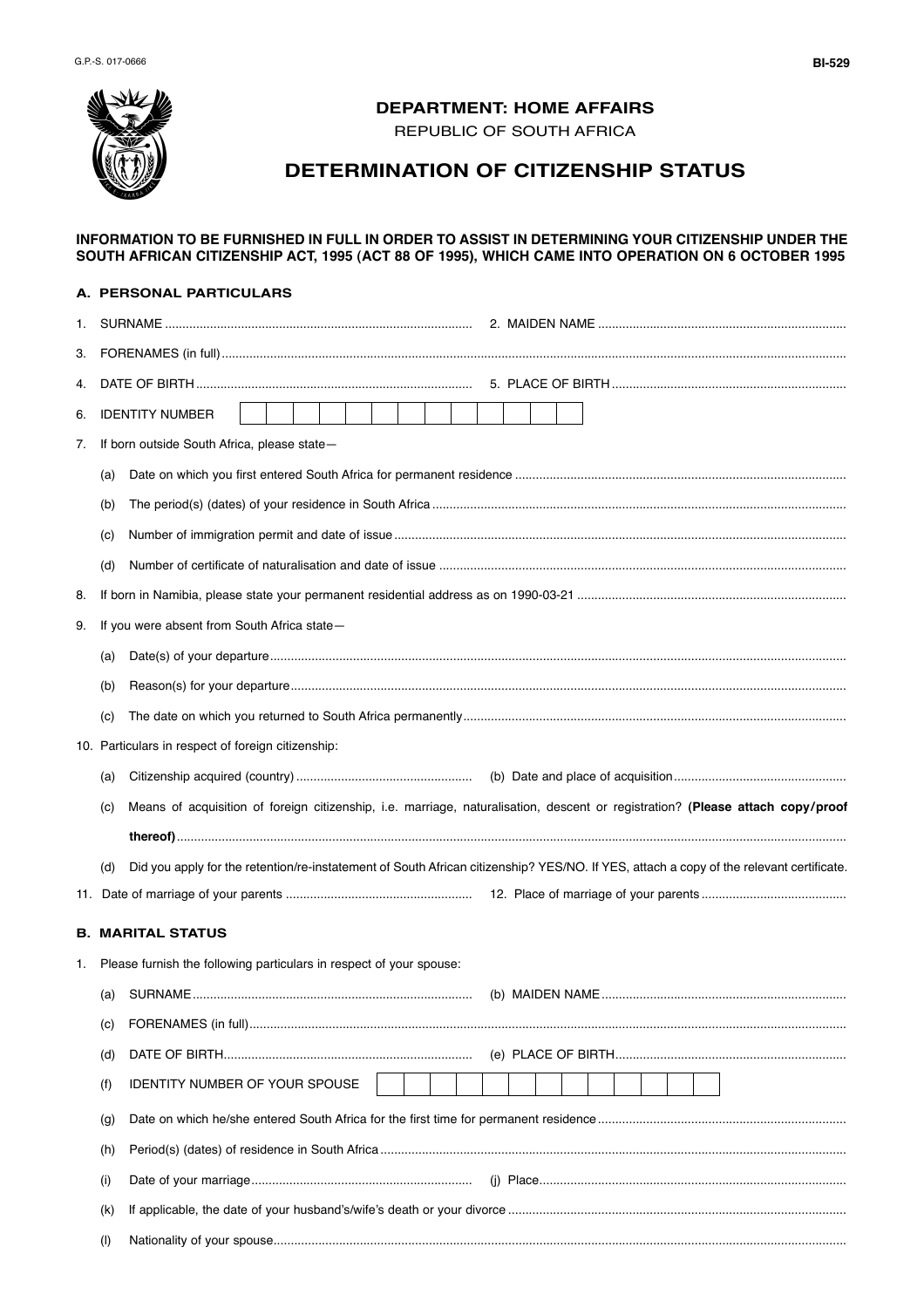G.P.-S. 017-0666

BI-529

**DEPARTMENT: HOME AFFAIRS**

REPUBLIC OF SOUTH AFRICA

# DETERMINATION OF CITIZENSHIP STATUS

**INFORMATION TO BE FURNISHED IN FULL IN ORDER TO ASSIST IN DETERMINING YOUR CITIZENSHIP UNDER THE SOUTH AFRICAN CITIZENSHIP ACT, 1995 (ACT 88 OF 1995), WHICH CAME INTO OPERATION ON 6 OCTOBER 1995**

## A. PERSONAL PARTICULARS

1. SURNAME ........................................................................................ 2. MAIDEN NAME .......................................................................
3. FORENAMES (in full) ..........................................................................................................................................................................
4. DATE OF BIRTH ................................................................................ 5. PLACE OF BIRTH ...................................................................
6. IDENTITY NUMBER | | | | | | | | | | | | | |
7. If born outside South Africa, please state—
   - (a) Date on which you first entered South Africa for permanent residence ..............................................................................................
   - (b) The period(s) (dates) of your residence in South Africa .......................................................................................................................
   - (c) Number of immigration permit and date of issue ..................................................................................................................................
   - (d) Number of certificate of naturalisation and date of issue .....................................................................................................................
8. If born in Namibia, please state your permanent residential address as on 1990-03-21 .............................................................................
9. If you were absent from South Africa state—
   - (a) Date(s) of your departure .....................................................................................................................................................................
   - (b) Reason(s) for your departure ................................................................................................................................................................
   - (c) The date on which you returned to South Africa permanently ..............................................................................................................
10. Particulars in respect of foreign citizenship:
    - (a) Citizenship acquired (country) ................................................... (b) Date and place of acquisition .................................................
    - (c) Means of acquisition of foreign citizenship, i.e. marriage, naturalisation, descent or registration? **(Please attach copy/proof thereof)** ..........................................................................................................................................................................
    - (d) Did you apply for the retention/re-instatement of South African citizenship? YES/NO. If YES, attach a copy of the relevant certificate.
11. Date of marriage of your parents ...................................................... 12. Place of marriage of your parents ..........................................

## B. MARITAL STATUS

1. Please furnish the following particulars in respect of your spouse:
   - (a) SURNAME ................................................................................ (b) MAIDEN NAME ......................................................................
   - (c) FORENAMES (in full) ...........................................................................................................................................................................
   - (d) DATE OF BIRTH ........................................................................ (e) PLACE OF BIRTH ..................................................................
   - (f) IDENTITY NUMBER OF YOUR SPOUSE | | | | | | | | | | | | | |
   - (g) Date on which he/she entered South Africa for the first time for permanent residence .......................................................................
   - (h) Period(s) (dates) of residence in South Africa .......................................................................................................................................
   - (i) Date of your marriage ................................................................ (j) Place .........................................................................................
   - (k) If applicable, the date of your husband's/wife's death or your divorce .................................................................................................
   - (l) Nationality of your spouse ....................................................................................................................................................................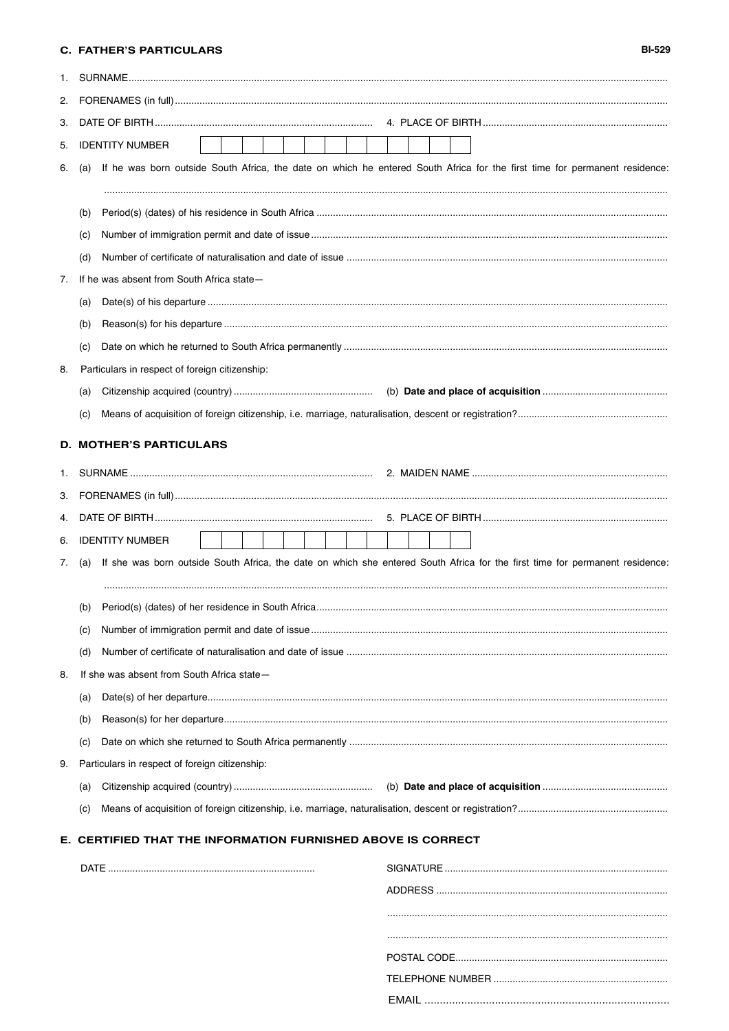## C. FATHER'S PARTICULARS

BI-529

1. SURNAME............................................................................................................................................................................................
2. FORENAMES (in full)...........................................................................................................................................................................
3. DATE OF BIRTH................................................................................ 4. PLACE OF BIRTH...................................................................
5. IDENTITY NUMBER | | | | | | | | | | | | | |
6. (a) If he was born outside South Africa, the date on which he entered South Africa for the first time for permanent residence:

   .......................................................................................................................................................................................

   (b) Period(s) (dates) of his residence in South Africa ..................................................................................................................

   (c) Number of immigration permit and date of issue....................................................................................................................

   (d) Number of certificate of naturalisation and date of issue .......................................................................................................

7. If he was absent from South Africa state—

   (a) Date(s) of his departure ..........................................................................................................................................................

   (b) Reason(s) for his departure .....................................................................................................................................................

   (c) Date on which he returned to South Africa permanently .......................................................................................................

8. Particulars in respect of foreign citizenship:

   (a) Citizenship acquired (country) ................................................... (b) **Date and place of acquisition** .............................................

   (c) Means of acquisition of foreign citizenship, i.e. marriage, naturalisation, descent or registration?......................................................

## D. MOTHER'S PARTICULARS

1. SURNAME .......................................................................................... 2. MAIDEN NAME ........................................................................
3. FORENAMES (in full)...........................................................................................................................................................................
4. DATE OF BIRTH................................................................................ 5. PLACE OF BIRTH...................................................................
6. IDENTITY NUMBER | | | | | | | | | | | | | |
7. (a) If she was born outside South Africa, the date on which she entered South Africa for the first time for permanent residence:

   .......................................................................................................................................................................................

   (b) Period(s) (dates) of her residence in South Africa.................................................................................................................

   (c) Number of immigration permit and date of issue....................................................................................................................

   (d) Number of certificate of naturalisation and date of issue .......................................................................................................

8. If she was absent from South Africa state—

   (a) Date(s) of her departure...........................................................................................................................................................

   (b) Reason(s) for her departure......................................................................................................................................................

   (c) Date on which she returned to South Africa permanently .....................................................................................................

9. Particulars in respect of foreign citizenship:

   (a) Citizenship acquired (country) ................................................... (b) **Date and place of acquisition** .............................................

   (c) Means of acquisition of foreign citizenship, i.e. marriage, naturalisation, descent or registration?......................................................

## E. CERTIFIED THAT THE INFORMATION FURNISHED ABOVE IS CORRECT

DATE ............................................................................

SIGNATURE ..................................................................................

ADDRESS .....................................................................................

......................................................................................................

......................................................................................................

POSTAL CODE.............................................................................

TELEPHONE NUMBER ................................................................

EMAIL ...............................................................................